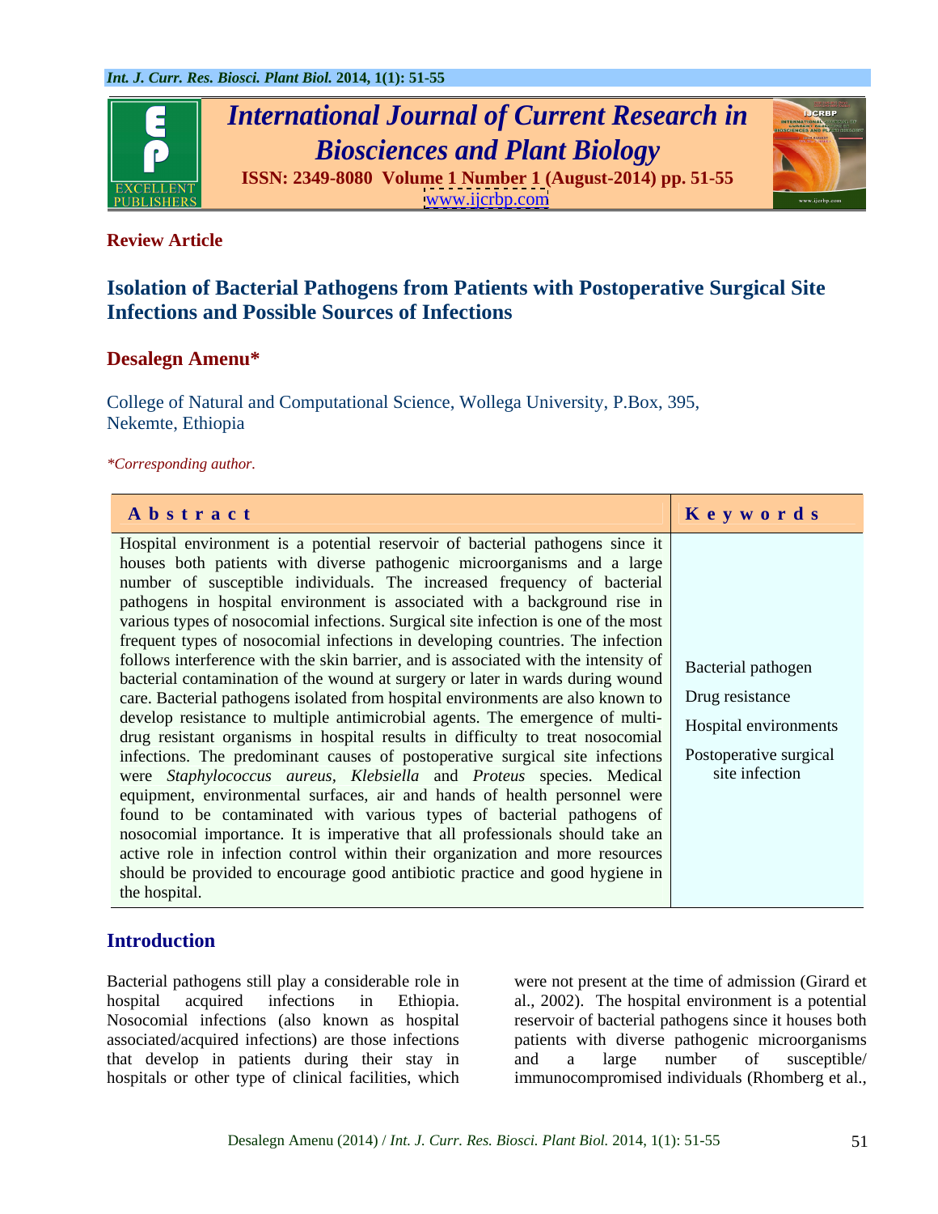**Review Article**

# Isolation of Bacterial Pathogens from Patients with Postoperative Surgical Site Infections and Possible Sources of Infections

**Desalegn Amenu***

College of Natural and Computational Science, Wollega University, P.Box, 395, Nekemte, Ethiopia

*\*Corresponding author.*

| Abstract | Keywords |
|---|---|
| Hospital environment is a potential reservoir of bacterial pathogens since it houses both patients with diverse pathogenic microorganisms and a large number of susceptible individuals. The increased frequency of bacterial pathogens in hospital environment is associated with a background rise in various types of nosocomial infections. Surgical site infection is one of the most frequent types of nosocomial infections in developing countries. The infection follows interference with the skin barrier, and is associated with the intensity of bacterial contamination of the wound at surgery or later in wards during wound care. Bacterial pathogens isolated from hospital environments are also known to develop resistance to multiple antimicrobial agents. The emergence of multi-drug resistant organisms in hospital results in difficulty to treat nosocomial infections. The predominant causes of postoperative surgical site infections were *Staphylococcus aureus*, *Klebsiella* and *Proteus* species. Medical equipment, environmental surfaces, air and hands of health personnel were found to be contaminated with various types of bacterial pathogens of nosocomial importance. It is imperative that all professionals should take an active role in infection control within their organization and more resources should be provided to encourage good antibiotic practice and good hygiene in the hospital. | Bacterial pathogen<br>Drug resistance<br>Hospital environments<br>Postoperative surgical site infection |

## Introduction

Bacterial pathogens still play a considerable role in hospital acquired infections in Ethiopia. Nosocomial infections (also known as hospital associated/acquired infections) are those infections that develop in patients during their stay in hospitals or other type of clinical facilities, which were not present at the time of admission (Girard et al., 2002). The hospital environment is a potential reservoir of bacterial pathogens since it houses both patients with diverse pathogenic microorganisms and a large number of susceptible/ immunocompromised individuals (Rhomberg et al.,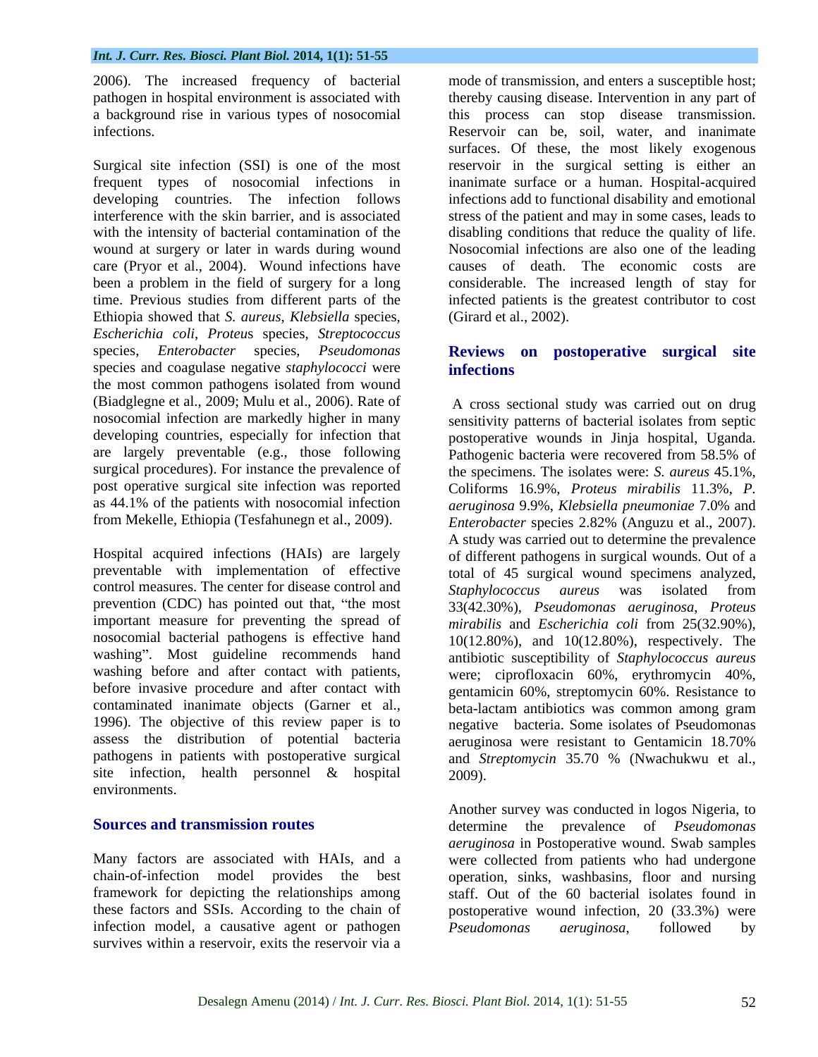2006). The increased frequency of bacterial pathogen in hospital environment is associated with a background rise in various types of nosocomial infections.

Surgical site infection (SSI) is one of the most frequent types of nosocomial infections in developing countries. The infection follows interference with the skin barrier, and is associated with the intensity of bacterial contamination of the wound at surgery or later in wards during wound care (Pryor et al., 2004). Wound infections have been a problem in the field of surgery for a long time. Previous studies from different parts of the Ethiopia showed that *S. aureus*, *Klebsiella* species, *Escherichia coli*, *Proteu*s species, *Streptococcus* species, *Enterobacter* species, *Pseudomonas* species and coagulase negative *staphylococci* were the most common pathogens isolated from wound (Biadglegne et al., 2009; Mulu et al., 2006). Rate of nosocomial infection are markedly higher in many developing countries, especially for infection that are largely preventable (e.g., those following surgical procedures). For instance the prevalence of post operative surgical site infection was reported as 44.1% of the patients with nosocomial infection from Mekelle, Ethiopia (Tesfahunegn et al., 2009).

Hospital acquired infections (HAIs) are largely preventable with implementation of effective control measures. The center for disease control and prevention (CDC) has pointed out that, "the most important measure for preventing the spread of nosocomial bacterial pathogens is effective hand washing". Most guideline recommends hand washing before and after contact with patients, before invasive procedure and after contact with contaminated inanimate objects (Garner et al., 1996). The objective of this review paper is to assess the distribution of potential bacteria pathogens in patients with postoperative surgical site infection, health personnel & hospital environments.

## Sources and transmission routes

Many factors are associated with HAIs, and a chain-of-infection model provides the best framework for depicting the relationships among these factors and SSIs. According to the chain of infection model, a causative agent or pathogen survives within a reservoir, exits the reservoir via a mode of transmission, and enters a susceptible host; thereby causing disease. Intervention in any part of this process can stop disease transmission. Reservoir can be, soil, water, and inanimate surfaces. Of these, the most likely exogenous reservoir in the surgical setting is either an inanimate surface or a human. Hospital-acquired infections add to functional disability and emotional stress of the patient and may in some cases, leads to disabling conditions that reduce the quality of life. Nosocomial infections are also one of the leading causes of death. The economic costs are considerable. The increased length of stay for infected patients is the greatest contributor to cost (Girard et al., 2002).

## Reviews on postoperative surgical site infections

A cross sectional study was carried out on drug sensitivity patterns of bacterial isolates from septic postoperative wounds in Jinja hospital, Uganda. Pathogenic bacteria were recovered from 58.5% of the specimens. The isolates were: *S. aureus* 45.1%, Coliforms 16.9%, *Proteus mirabilis* 11.3%, *P. aeruginosa* 9.9%, *Klebsiella pneumoniae* 7.0% and *Enterobacter* species 2.82% (Anguzu et al., 2007). A study was carried out to determine the prevalence of different pathogens in surgical wounds. Out of a total of 45 surgical wound specimens analyzed, *Staphylococcus aureus* was isolated from 33(42.30%), *Pseudomonas aeruginosa*, *Proteus mirabilis* and *Escherichia coli* from 25(32.90%), 10(12.80%), and 10(12.80%), respectively. The antibiotic susceptibility of *Staphylococcus aureus* were; ciprofloxacin 60%, erythromycin 40%, gentamicin 60%, streptomycin 60%. Resistance to beta-lactam antibiotics was common among gram negative bacteria. Some isolates of Pseudomonas aeruginosa were resistant to Gentamicin 18.70% and *Streptomycin* 35.70 % (Nwachukwu et al., 2009).

Another survey was conducted in logos Nigeria, to determine the prevalence of *Pseudomonas aeruginosa* in Postoperative wound. Swab samples were collected from patients who had undergone operation, sinks, washbasins, floor and nursing staff. Out of the 60 bacterial isolates found in postoperative wound infection, 20 (33.3%) were *Pseudomonas aeruginosa*, followed by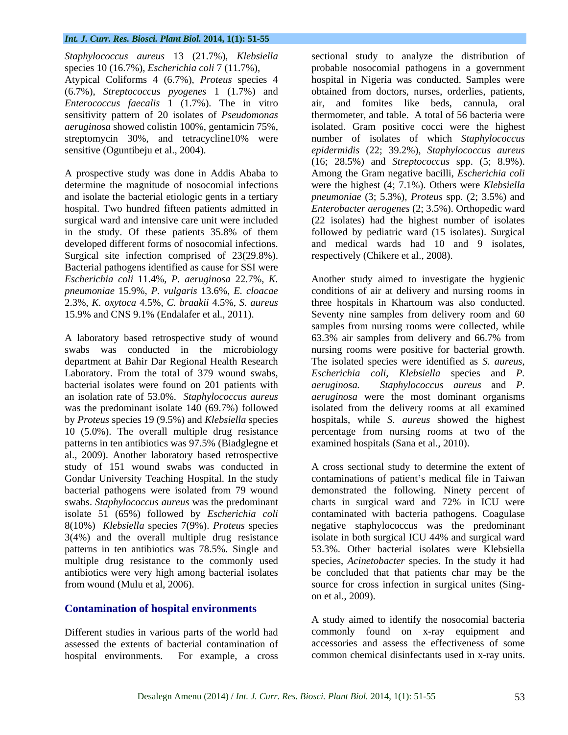*Staphylococcus aureus* 13 (21.7%), *Klebsiella* species 10 (16.7%), *Escherichia coli* 7 (11.7%), Atypical Coliforms 4 (6.7%), *Proteus* species 4 (6.7%), *Streptococcus pyogenes* 1 (1.7%) and *Enterococcus faecalis* 1 (1.7%). The in vitro sensitivity pattern of 20 isolates of *Pseudomonas aeruginosa* showed colistin 100%, gentamicin 75%, streptomycin 30%, and tetracycline10% were sensitive (Oguntibeju et al., 2004).

A prospective study was done in Addis Ababa to determine the magnitude of nosocomial infections and isolate the bacterial etiologic gents in a tertiary hospital. Two hundred fifteen patients admitted in surgical ward and intensive care unit were included in the study. Of these patients 35.8% of them developed different forms of nosocomial infections. Surgical site infection comprised of 23(29.8%). Bacterial pathogens identified as cause for SSI were *Escherichia coli* 11.4%, *P. aeruginosa* 22.7%, *K. pneumoniae* 15.9%, *P. vulgaris* 13.6%, *E. cloacae* 2.3%, *K. oxytoca* 4.5%, *C. braakii* 4.5%, *S. aureus* 15.9% and CNS 9.1% (Endalafer et al., 2011).

A laboratory based retrospective study of wound swabs was conducted in the microbiology department at Bahir Dar Regional Health Research Laboratory. From the total of 379 wound swabs, bacterial isolates were found on 201 patients with an isolation rate of 53.0%. *Staphylococcus aureus* was the predominant isolate 140 (69.7%) followed by *Proteus* species 19 (9.5%) and *Klebsiella* species 10 (5.0%). The overall multiple drug resistance patterns in ten antibiotics was 97.5% (Biadglegne et al., 2009). Another laboratory based retrospective study of 151 wound swabs was conducted in Gondar University Teaching Hospital. In the study bacterial pathogens were isolated from 79 wound swabs. *Staphylococcus aureus* was the predominant isolate 51 (65%) followed by *Escherichia coli* 8(10%) *Klebsiella* species 7(9%). *Proteus* species 3(4%) and the overall multiple drug resistance patterns in ten antibiotics was 78.5%. Single and multiple drug resistance to the commonly used antibiotics were very high among bacterial isolates from wound (Mulu et al, 2006).

## Contamination of hospital environments

Different studies in various parts of the world had assessed the extents of bacterial contamination of hospital environments. For example, a cross sectional study to analyze the distribution of probable nosocomial pathogens in a government hospital in Nigeria was conducted. Samples were obtained from doctors, nurses, orderlies, patients, air, and fomites like beds, cannula, oral thermometer, and table. A total of 56 bacteria were isolated. Gram positive cocci were the highest number of isolates of which *Staphylococcus epidermidis* (22; 39.2%), *Staphylococcus aureus* (16; 28.5%) and *Streptococcus* spp. (5; 8.9%). Among the Gram negative bacilli, *Escherichia coli* were the highest (4; 7.1%). Others were *Klebsiella pneumoniae* (3; 5.3%), *Proteus* spp. (2; 3.5%) and *Enterobacter aerogenes* (2; 3.5%). Orthopedic ward (22 isolates) had the highest number of isolates followed by pediatric ward (15 isolates). Surgical and medical wards had 10 and 9 isolates, respectively (Chikere et al., 2008).

Another study aimed to investigate the hygienic conditions of air at delivery and nursing rooms in three hospitals in Khartoum was also conducted. Seventy nine samples from delivery room and 60 samples from nursing rooms were collected, while 63.3% air samples from delivery and 66.7% from nursing rooms were positive for bacterial growth. The isolated species were identified as *S. aureus, Escherichia coli, Klebsiella* species and *P. aeruginosa. Staphylococcus aureus* and *P. aeruginosa* were the most dominant organisms isolated from the delivery rooms at all examined hospitals, while *S. aureus* showed the highest percentage from nursing rooms at two of the examined hospitals (Sana et al., 2010).

A cross sectional study to determine the extent of contaminations of patient's medical file in Taiwan demonstrated the following. Ninety percent of charts in surgical ward and 72% in ICU were contaminated with bacteria pathogens. Coagulase negative staphylococcus was the predominant isolate in both surgical ICU 44% and surgical ward 53.3%. Other bacterial isolates were Klebsiella species, *Acinetobacter* species. In the study it had be concluded that that patients char may be the source for cross infection in surgical unites (Sing-on et al., 2009).

A study aimed to identify the nosocomial bacteria commonly found on x-ray equipment and accessories and assess the effectiveness of some common chemical disinfectants used in x-ray units.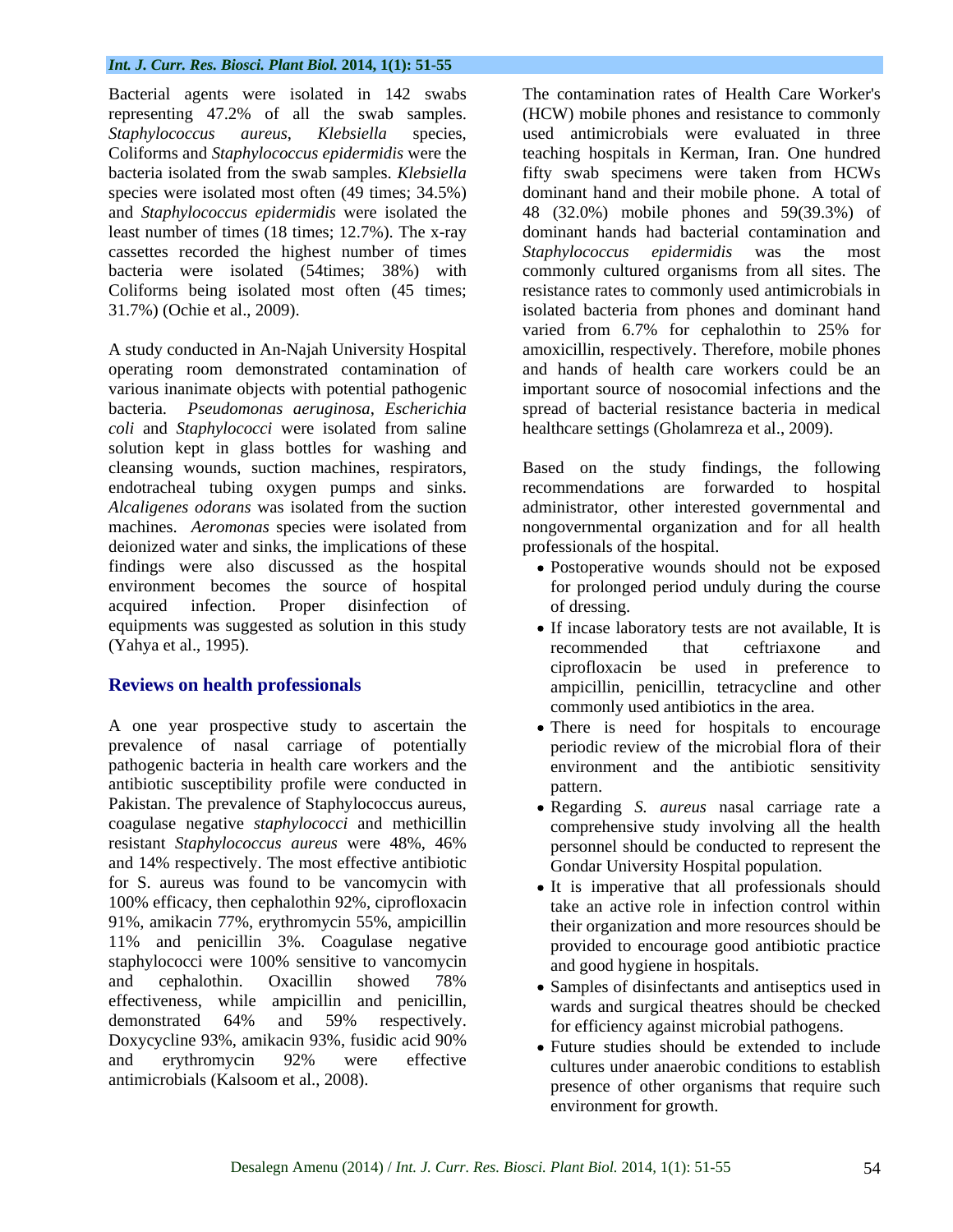Bacterial agents were isolated in 142 swabs representing 47.2% of all the swab samples. *Staphylococcus aureus*, *Klebsiella* species, Coliforms and *Staphylococcus epidermidis* were the bacteria isolated from the swab samples. *Klebsiella* species were isolated most often (49 times; 34.5%) and *Staphylococcus epidermidis* were isolated the least number of times (18 times; 12.7%). The x-ray cassettes recorded the highest number of times bacteria were isolated (54times; 38%) with Coliforms being isolated most often (45 times; 31.7%) (Ochie et al., 2009).

A study conducted in An-Najah University Hospital operating room demonstrated contamination of various inanimate objects with potential pathogenic bacteria. *Pseudomonas aeruginosa*, *Escherichia coli* and *Staphylococci* were isolated from saline solution kept in glass bottles for washing and cleansing wounds, suction machines, respirators, endotracheal tubing oxygen pumps and sinks. *Alcaligenes odorans* was isolated from the suction machines. *Aeromonas* species were isolated from deionized water and sinks, the implications of these findings were also discussed as the hospital environment becomes the source of hospital acquired infection. Proper disinfection of equipments was suggested as solution in this study (Yahya et al., 1995).

## Reviews on health professionals

A one year prospective study to ascertain the prevalence of nasal carriage of potentially pathogenic bacteria in health care workers and the antibiotic susceptibility profile were conducted in Pakistan. The prevalence of Staphylococcus aureus, coagulase negative *staphylococci* and methicillin resistant *Staphylococcus aureus* were 48%, 46% and 14% respectively. The most effective antibiotic for S. aureus was found to be vancomycin with 100% efficacy, then cephalothin 92%, ciprofloxacin 91%, amikacin 77%, erythromycin 55%, ampicillin 11% and penicillin 3%. Coagulase negative staphylococci were 100% sensitive to vancomycin and cephalothin. Oxacillin showed 78% effectiveness, while ampicillin and penicillin, demonstrated 64% and 59% respectively. Doxycycline 93%, amikacin 93%, fusidic acid 90% and erythromycin 92% were effective antimicrobials (Kalsoom et al., 2008).

The contamination rates of Health Care Worker's (HCW) mobile phones and resistance to commonly used antimicrobials were evaluated in three teaching hospitals in Kerman, Iran. One hundred fifty swab specimens were taken from HCWs dominant hand and their mobile phone. A total of 48 (32.0%) mobile phones and 59(39.3%) of dominant hands had bacterial contamination and *Staphylococcus epidermidis* was the most commonly cultured organisms from all sites. The resistance rates to commonly used antimicrobials in isolated bacteria from phones and dominant hand varied from 6.7% for cephalothin to 25% for amoxicillin, respectively. Therefore, mobile phones and hands of health care workers could be an important source of nosocomial infections and the spread of bacterial resistance bacteria in medical healthcare settings (Gholamreza et al., 2009).

Based on the study findings, the following recommendations are forwarded to hospital administrator, other interested governmental and nongovernmental organization and for all health professionals of the hospital.

- Postoperative wounds should not be exposed for prolonged period unduly during the course of dressing.
- If incase laboratory tests are not available, It is recommended that ceftriaxone and ciprofloxacin be used in preference to ampicillin, penicillin, tetracycline and other commonly used antibiotics in the area.
- There is need for hospitals to encourage periodic review of the microbial flora of their environment and the antibiotic sensitivity pattern.
- Regarding *S. aureus* nasal carriage rate a comprehensive study involving all the health personnel should be conducted to represent the Gondar University Hospital population.
- It is imperative that all professionals should take an active role in infection control within their organization and more resources should be provided to encourage good antibiotic practice and good hygiene in hospitals.
- Samples of disinfectants and antiseptics used in wards and surgical theatres should be checked for efficiency against microbial pathogens.
- Future studies should be extended to include cultures under anaerobic conditions to establish presence of other organisms that require such environment for growth.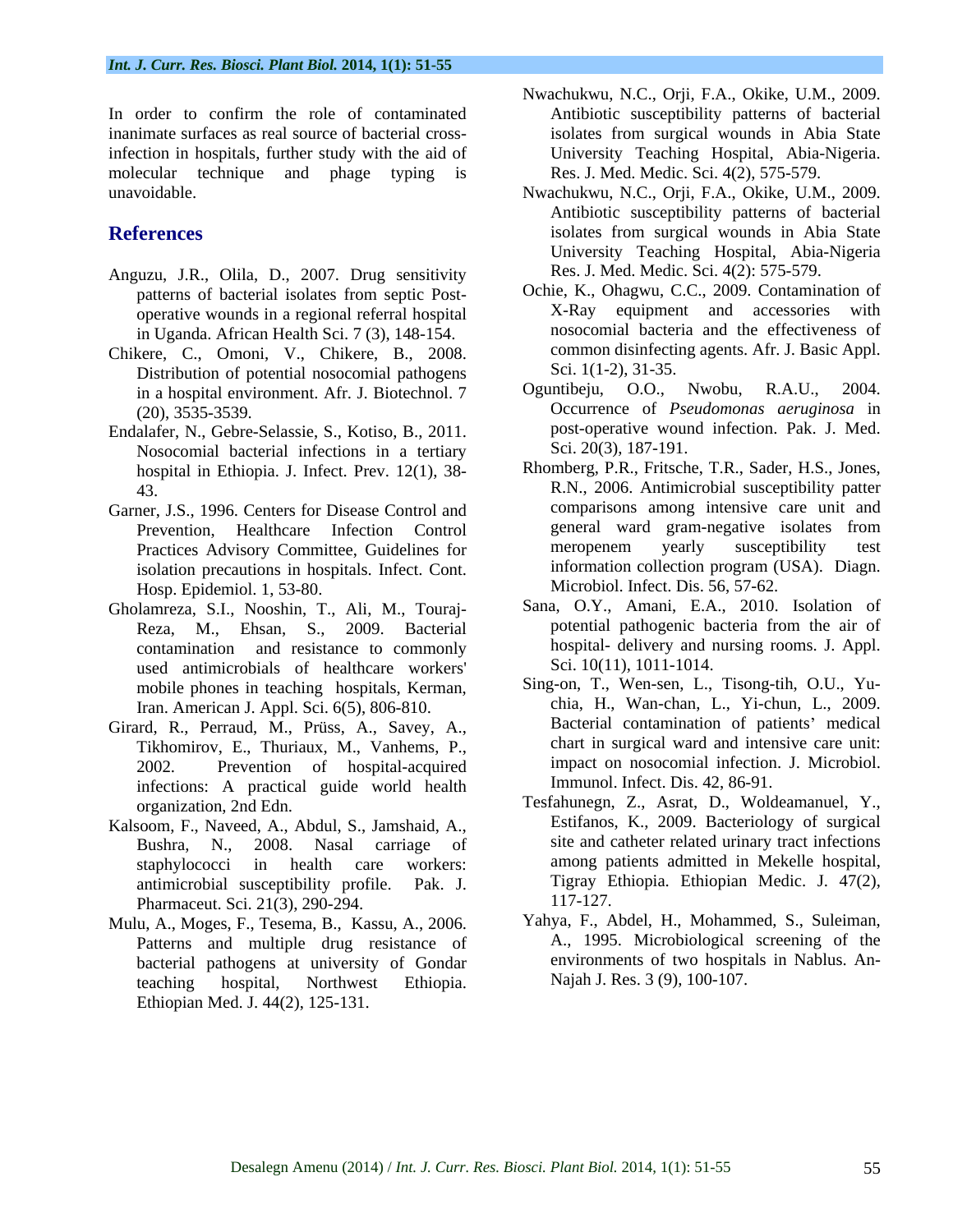In order to confirm the role of contaminated inanimate surfaces as real source of bacterial cross-infection in hospitals, further study with the aid of molecular technique and phage typing is unavoidable.

## References

Anguzu, J.R., Olila, D., 2007. Drug sensitivity patterns of bacterial isolates from septic Post-operative wounds in a regional referral hospital in Uganda. African Health Sci. 7 (3), 148-154.

Chikere, C., Omoni, V., Chikere, B., 2008. Distribution of potential nosocomial pathogens in a hospital environment. Afr. J. Biotechnol. 7 (20), 3535-3539.

Endalafer, N., Gebre-Selassie, S., Kotiso, B., 2011. Nosocomial bacterial infections in a tertiary hospital in Ethiopia. J. Infect. Prev. 12(1), 38-43.

Garner, J.S., 1996. Centers for Disease Control and Prevention, Healthcare Infection Control Practices Advisory Committee, Guidelines for isolation precautions in hospitals. Infect. Cont. Hosp. Epidemiol. 1, 53-80.

Gholamreza, S.I., Nooshin, T., Ali, M., Touraj-Reza, M., Ehsan, S., 2009. Bacterial contamination and resistance to commonly used antimicrobials of healthcare workers' mobile phones in teaching hospitals, Kerman, Iran. American J. Appl. Sci. 6(5), 806-810.

Girard, R., Perraud, M., Prüss, A., Savey, A., Tikhomirov, E., Thuriaux, M., Vanhems, P., 2002. Prevention of hospital-acquired infections: A practical guide world health organization, 2nd Edn.

Kalsoom, F., Naveed, A., Abdul, S., Jamshaid, A., Bushra, N., 2008. Nasal carriage of staphylococci in health care workers: antimicrobial susceptibility profile. Pak. J. Pharmaceut. Sci. 21(3), 290-294.

Mulu, A., Moges, F., Tesema, B., Kassu, A., 2006. Patterns and multiple drug resistance of bacterial pathogens at university of Gondar teaching hospital, Northwest Ethiopia. Ethiopian Med. J. 44(2), 125-131.

Nwachukwu, N.C., Orji, F.A., Okike, U.M., 2009. Antibiotic susceptibility patterns of bacterial isolates from surgical wounds in Abia State University Teaching Hospital, Abia-Nigeria. Res. J. Med. Medic. Sci. 4(2), 575-579.

Nwachukwu, N.C., Orji, F.A., Okike, U.M., 2009. Antibiotic susceptibility patterns of bacterial isolates from surgical wounds in Abia State University Teaching Hospital, Abia-Nigeria Res. J. Med. Medic. Sci. 4(2): 575-579.

Ochie, K., Ohagwu, C.C., 2009. Contamination of X-Ray equipment and accessories with nosocomial bacteria and the effectiveness of common disinfecting agents. Afr. J. Basic Appl. Sci. 1(1-2), 31-35.

Oguntibeju, O.O., Nwobu, R.A.U., 2004. Occurrence of *Pseudomonas aeruginosa* in post-operative wound infection. Pak. J. Med. Sci. 20(3), 187-191.

Rhomberg, P.R., Fritsche, T.R., Sader, H.S., Jones, R.N., 2006. Antimicrobial susceptibility patter comparisons among intensive care unit and general ward gram-negative isolates from meropenem yearly susceptibility test information collection program (USA). Diagn. Microbiol. Infect. Dis. 56, 57-62.

Sana, O.Y., Amani, E.A., 2010. Isolation of potential pathogenic bacteria from the air of hospital- delivery and nursing rooms. J. Appl. Sci. 10(11), 1011-1014.

Sing-on, T., Wen-sen, L., Tisong-tih, O.U., Yu-chia, H., Wan-chan, L., Yi-chun, L., 2009. Bacterial contamination of patients' medical chart in surgical ward and intensive care unit: impact on nosocomial infection. J. Microbiol. Immunol. Infect. Dis. 42, 86-91.

Tesfahunegn, Z., Asrat, D., Woldeamanuel, Y., Estifanos, K., 2009. Bacteriology of surgical site and catheter related urinary tract infections among patients admitted in Mekelle hospital, Tigray Ethiopia. Ethiopian Medic. J. 47(2), 117-127.

Yahya, F., Abdel, H., Mohammed, S., Suleiman, A., 1995. Microbiological screening of the environments of two hospitals in Nablus. An-Najah J. Res. 3 (9), 100-107.